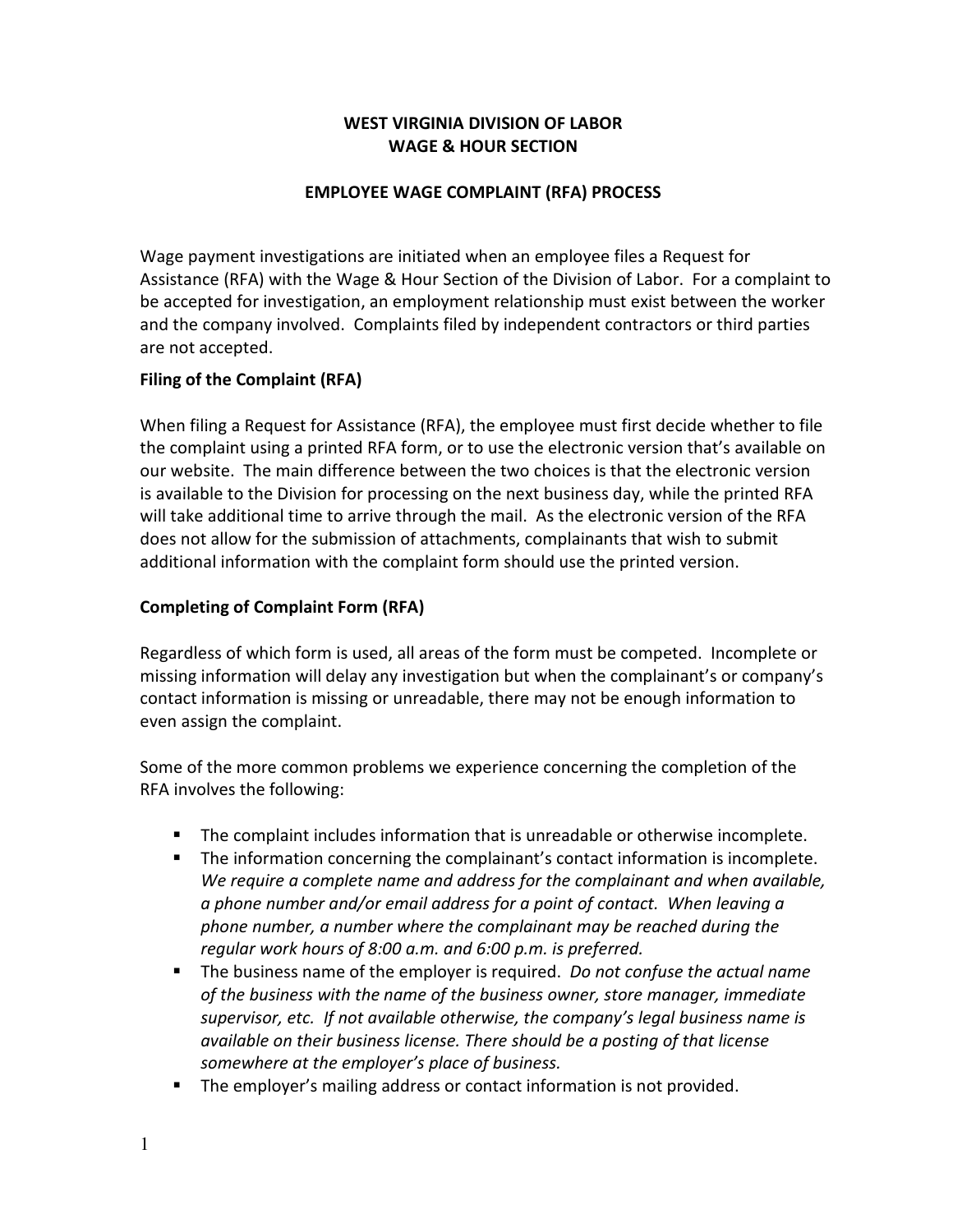**WEST VIRGINIA DIVISION OF LABOR**
**WAGE & HOUR SECTION**

**EMPLOYEE WAGE COMPLAINT (RFA) PROCESS**

Wage payment investigations are initiated when an employee files a Request for Assistance (RFA) with the Wage & Hour Section of the Division of Labor. For a complaint to be accepted for investigation, an employment relationship must exist between the worker and the company involved. Complaints filed by independent contractors or third parties are not accepted.

**Filing of the Complaint (RFA)**

When filing a Request for Assistance (RFA), the employee must first decide whether to file the complaint using a printed RFA form, or to use the electronic version that's available on our website. The main difference between the two choices is that the electronic version is available to the Division for processing on the next business day, while the printed RFA will take additional time to arrive through the mail. As the electronic version of the RFA does not allow for the submission of attachments, complainants that wish to submit additional information with the complaint form should use the printed version.

**Completing of Complaint Form (RFA)**

Regardless of which form is used, all areas of the form must be competed. Incomplete or missing information will delay any investigation but when the complainant's or company's contact information is missing or unreadable, there may not be enough information to even assign the complaint.

Some of the more common problems we experience concerning the completion of the RFA involves the following:

- The complaint includes information that is unreadable or otherwise incomplete.
- The information concerning the complainant's contact information is incomplete. *We require a complete name and address for the complainant and when available, a phone number and/or email address for a point of contact. When leaving a phone number, a number where the complainant may be reached during the regular work hours of 8:00 a.m. and 6:00 p.m. is preferred.*
- The business name of the employer is required. *Do not confuse the actual name of the business with the name of the business owner, store manager, immediate supervisor, etc. If not available otherwise, the company's legal business name is available on their business license. There should be a posting of that license somewhere at the employer's place of business.*
- The employer's mailing address or contact information is not provided.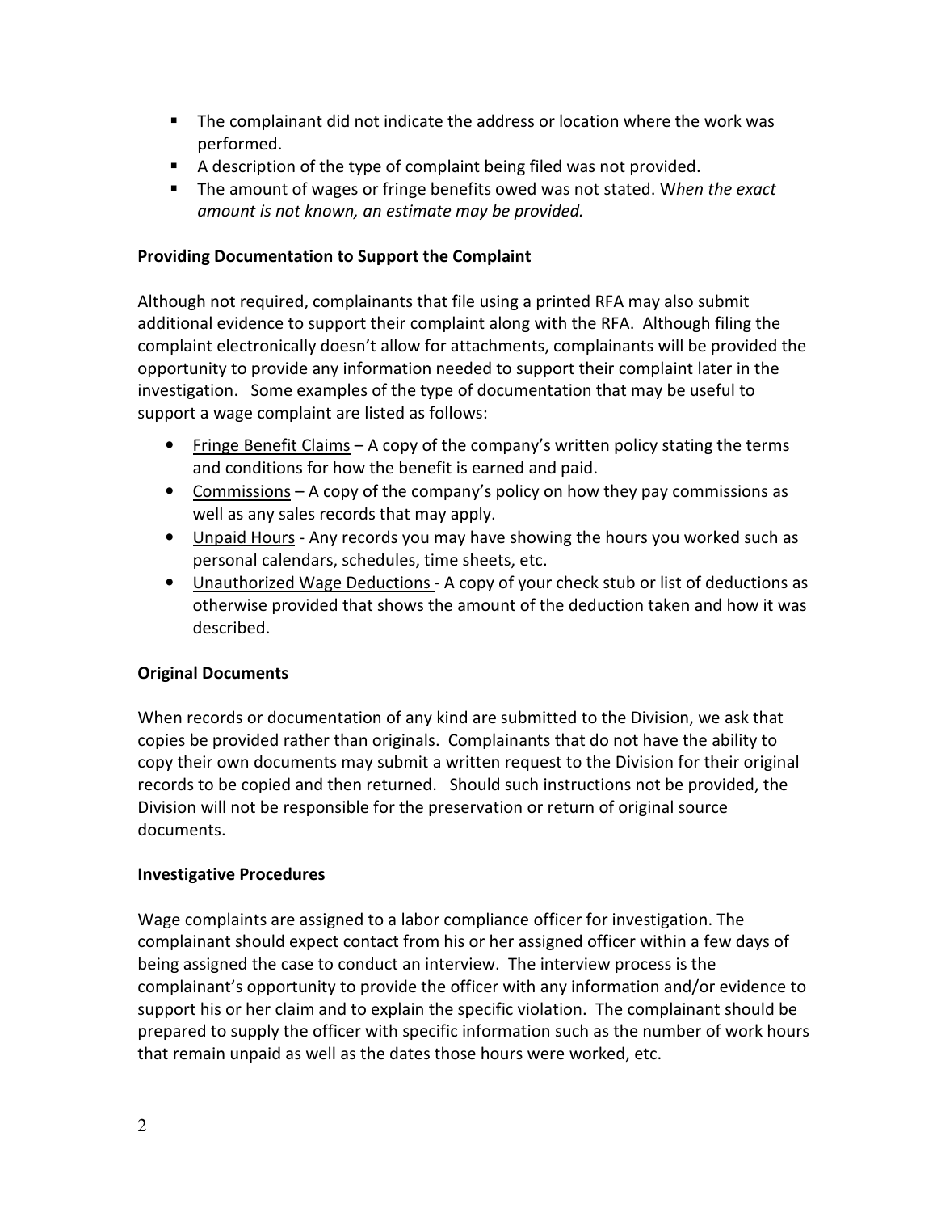- The complainant did not indicate the address or location where the work was performed.
- A description of the type of complaint being filed was not provided.
- The amount of wages or fringe benefits owed was not stated. W*hen the exact amount is not known, an estimate may be provided.*

**Providing Documentation to Support the Complaint**

Although not required, complainants that file using a printed RFA may also submit additional evidence to support their complaint along with the RFA. Although filing the complaint electronically doesn't allow for attachments, complainants will be provided the opportunity to provide any information needed to support their complaint later in the investigation. Some examples of the type of documentation that may be useful to support a wage complaint are listed as follows:

- <u>Fringe Benefit Claims</u> – A copy of the company's written policy stating the terms and conditions for how the benefit is earned and paid.
- <u>Commissions</u> – A copy of the company's policy on how they pay commissions as well as any sales records that may apply.
- <u>Unpaid Hours</u> - Any records you may have showing the hours you worked such as personal calendars, schedules, time sheets, etc.
- <u>Unauthorized Wage Deductions</u> - A copy of your check stub or list of deductions as otherwise provided that shows the amount of the deduction taken and how it was described.

**Original Documents**

When records or documentation of any kind are submitted to the Division, we ask that copies be provided rather than originals. Complainants that do not have the ability to copy their own documents may submit a written request to the Division for their original records to be copied and then returned. Should such instructions not be provided, the Division will not be responsible for the preservation or return of original source documents.

**Investigative Procedures**

Wage complaints are assigned to a labor compliance officer for investigation. The complainant should expect contact from his or her assigned officer within a few days of being assigned the case to conduct an interview. The interview process is the complainant's opportunity to provide the officer with any information and/or evidence to support his or her claim and to explain the specific violation. The complainant should be prepared to supply the officer with specific information such as the number of work hours that remain unpaid as well as the dates those hours were worked, etc.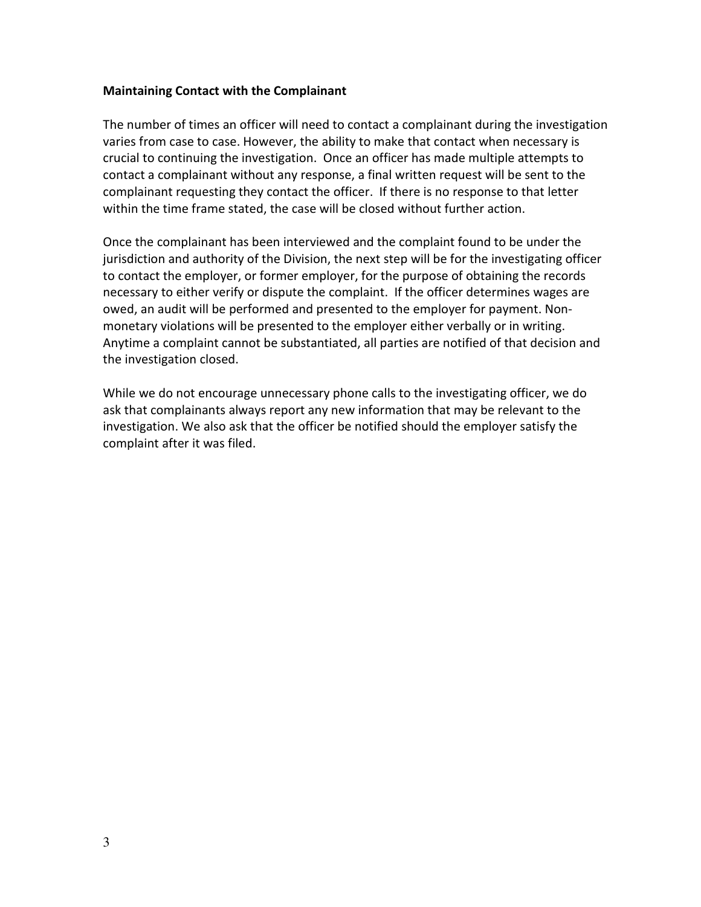**Maintaining Contact with the Complainant**

The number of times an officer will need to contact a complainant during the investigation varies from case to case. However, the ability to make that contact when necessary is crucial to continuing the investigation. Once an officer has made multiple attempts to contact a complainant without any response, a final written request will be sent to the complainant requesting they contact the officer. If there is no response to that letter within the time frame stated, the case will be closed without further action.

Once the complainant has been interviewed and the complaint found to be under the jurisdiction and authority of the Division, the next step will be for the investigating officer to contact the employer, or former employer, for the purpose of obtaining the records necessary to either verify or dispute the complaint. If the officer determines wages are owed, an audit will be performed and presented to the employer for payment. Non-monetary violations will be presented to the employer either verbally or in writing. Anytime a complaint cannot be substantiated, all parties are notified of that decision and the investigation closed.

While we do not encourage unnecessary phone calls to the investigating officer, we do ask that complainants always report any new information that may be relevant to the investigation. We also ask that the officer be notified should the employer satisfy the complaint after it was filed.